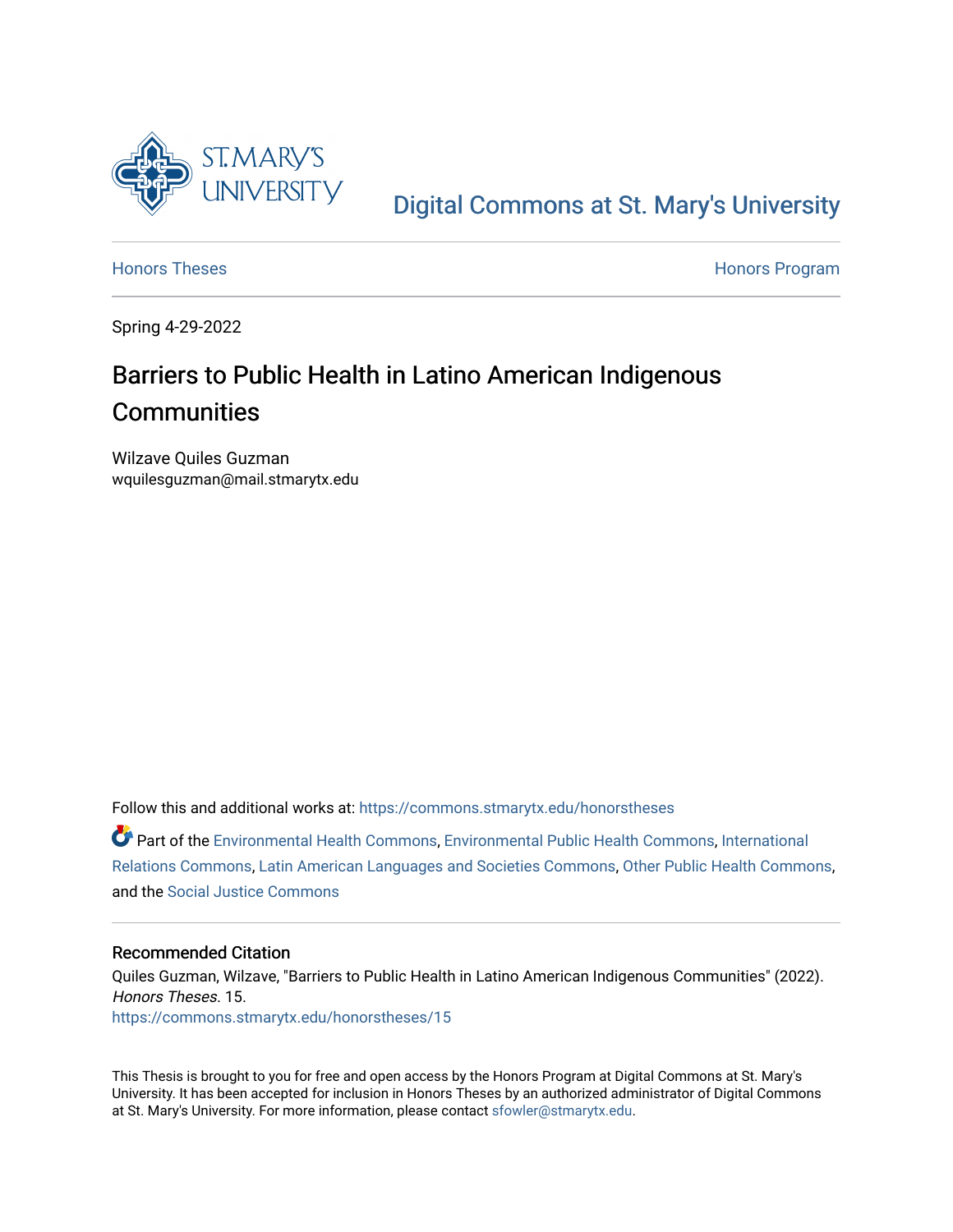St. Mary's University

Digital Commons at St. Mary's University

Honors Theses

Honors Program

Spring 4-29-2022

# Barriers to Public Health in Latino American Indigenous Communities

Wilzave Quiles Guzman
wquilesguzman@mail.stmarytx.edu

Follow this and additional works at: https://commons.stmarytx.edu/honorstheses

Part of the Environmental Health Commons, Environmental Public Health Commons, International Relations Commons, Latin American Languages and Societies Commons, Other Public Health Commons, and the Social Justice Commons

## Recommended Citation

Quiles Guzman, Wilzave, "Barriers to Public Health in Latino American Indigenous Communities" (2022). *Honors Theses*. 15.
https://commons.stmarytx.edu/honorstheses/15

This Thesis is brought to you for free and open access by the Honors Program at Digital Commons at St. Mary's University. It has been accepted for inclusion in Honors Theses by an authorized administrator of Digital Commons at St. Mary's University. For more information, please contact sfowler@stmarytx.edu.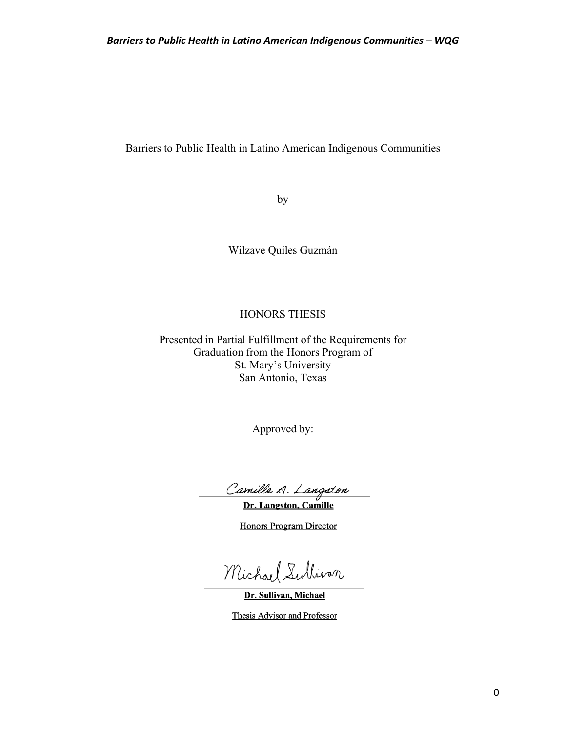Barriers to Public Health in Latino American Indigenous Communities

by

Wilzave Quiles Guzmán

HONORS THESIS

Presented in Partial Fulfillment of the Requirements for
Graduation from the Honors Program of
St. Mary's University
San Antonio, Texas

Approved by:

Camille A. Langston

**Dr. Langston, Camille**

Honors Program Director

Michael Sullivan

**Dr. Sullivan, Michael**

Thesis Advisor and Professor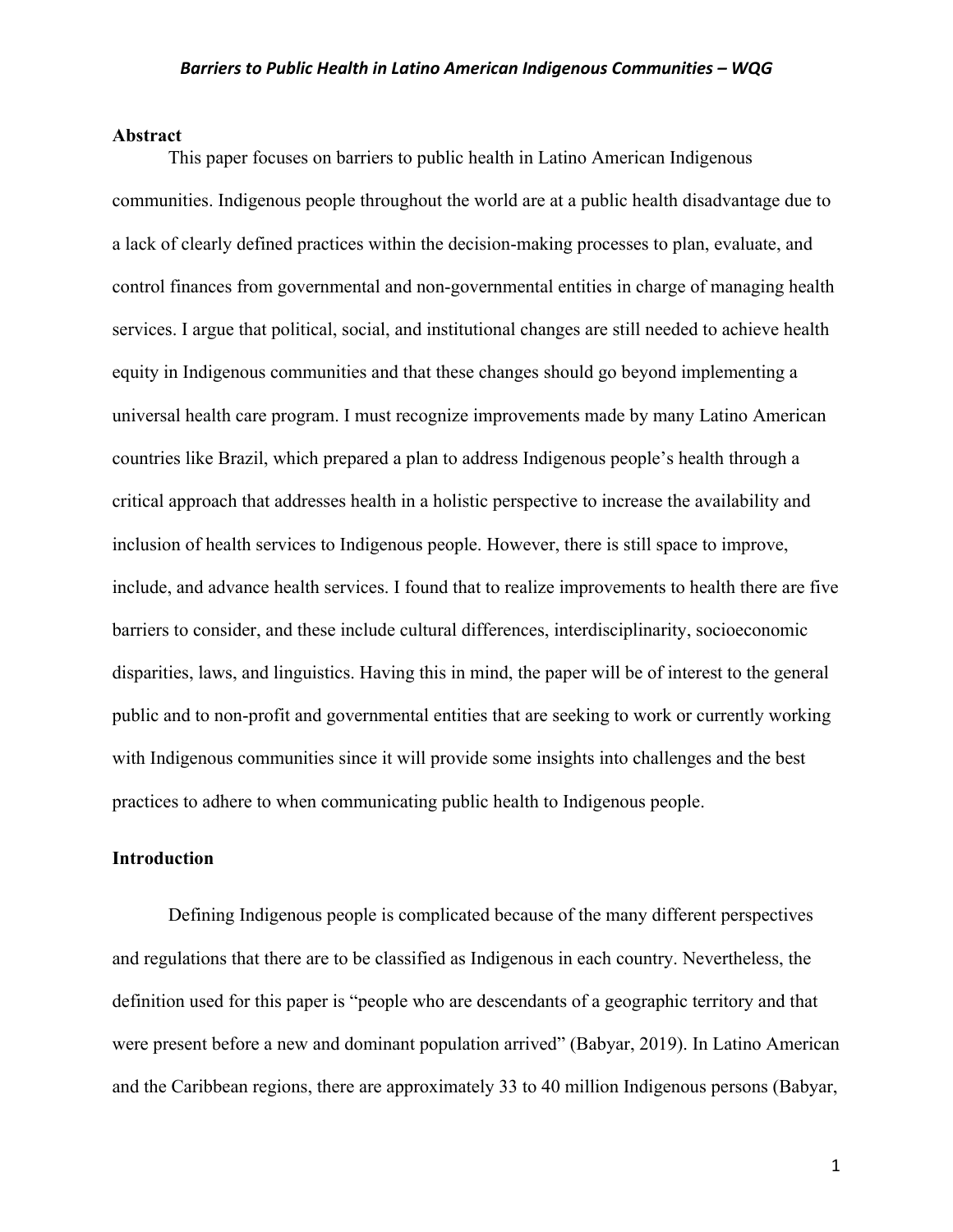## Abstract

This paper focuses on barriers to public health in Latino American Indigenous communities. Indigenous people throughout the world are at a public health disadvantage due to a lack of clearly defined practices within the decision-making processes to plan, evaluate, and control finances from governmental and non-governmental entities in charge of managing health services. I argue that political, social, and institutional changes are still needed to achieve health equity in Indigenous communities and that these changes should go beyond implementing a universal health care program. I must recognize improvements made by many Latino American countries like Brazil, which prepared a plan to address Indigenous people's health through a critical approach that addresses health in a holistic perspective to increase the availability and inclusion of health services to Indigenous people. However, there is still space to improve, include, and advance health services. I found that to realize improvements to health there are five barriers to consider, and these include cultural differences, interdisciplinarity, socioeconomic disparities, laws, and linguistics. Having this in mind, the paper will be of interest to the general public and to non-profit and governmental entities that are seeking to work or currently working with Indigenous communities since it will provide some insights into challenges and the best practices to adhere to when communicating public health to Indigenous people.

## Introduction

Defining Indigenous people is complicated because of the many different perspectives and regulations that there are to be classified as Indigenous in each country. Nevertheless, the definition used for this paper is "people who are descendants of a geographic territory and that were present before a new and dominant population arrived" (Babyar, 2019). In Latino American and the Caribbean regions, there are approximately 33 to 40 million Indigenous persons (Babyar,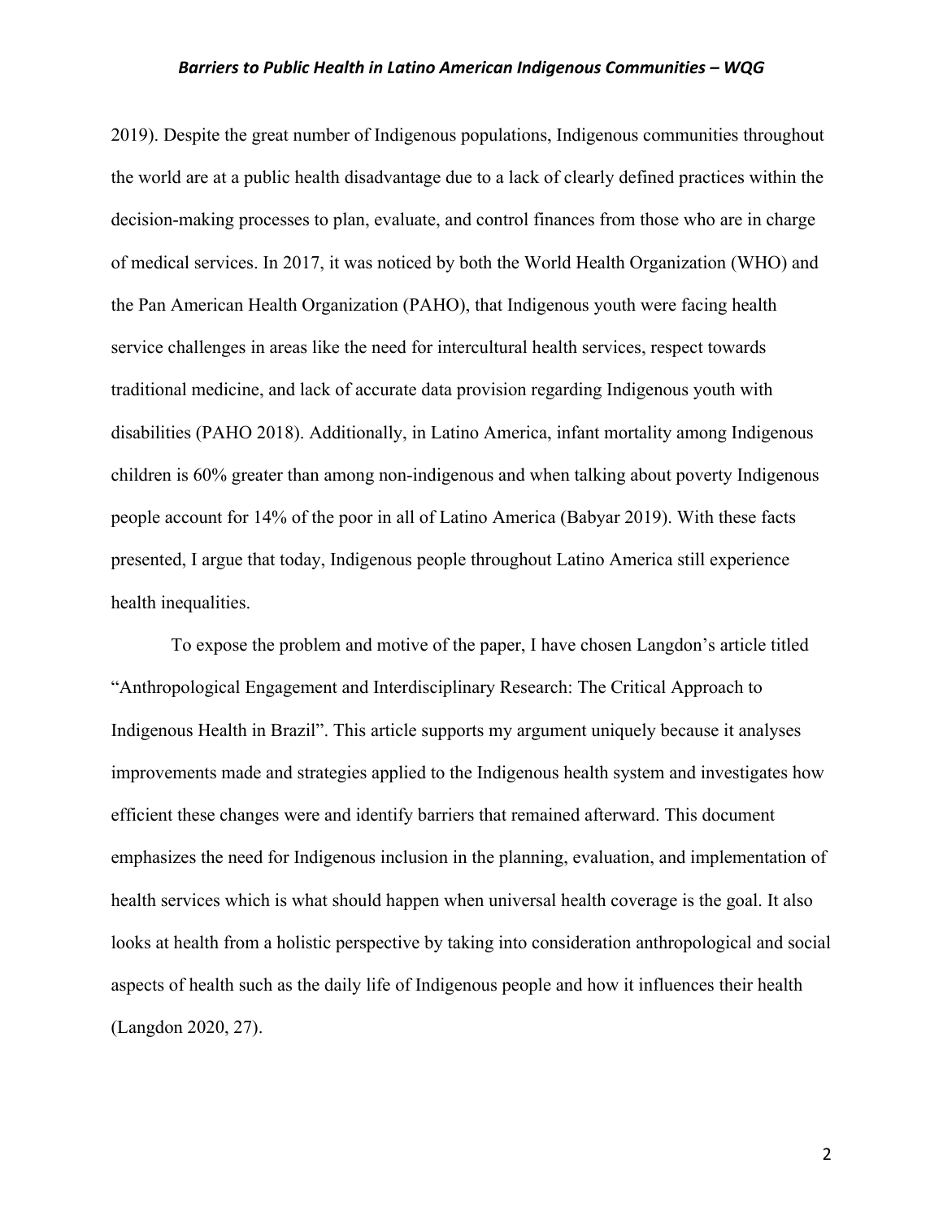2019). Despite the great number of Indigenous populations, Indigenous communities throughout the world are at a public health disadvantage due to a lack of clearly defined practices within the decision-making processes to plan, evaluate, and control finances from those who are in charge of medical services. In 2017, it was noticed by both the World Health Organization (WHO) and the Pan American Health Organization (PAHO), that Indigenous youth were facing health service challenges in areas like the need for intercultural health services, respect towards traditional medicine, and lack of accurate data provision regarding Indigenous youth with disabilities (PAHO 2018). Additionally, in Latino America, infant mortality among Indigenous children is 60% greater than among non-indigenous and when talking about poverty Indigenous people account for 14% of the poor in all of Latino America (Babyar 2019). With these facts presented, I argue that today, Indigenous people throughout Latino America still experience health inequalities.

To expose the problem and motive of the paper, I have chosen Langdon's article titled "Anthropological Engagement and Interdisciplinary Research: The Critical Approach to Indigenous Health in Brazil". This article supports my argument uniquely because it analyses improvements made and strategies applied to the Indigenous health system and investigates how efficient these changes were and identify barriers that remained afterward. This document emphasizes the need for Indigenous inclusion in the planning, evaluation, and implementation of health services which is what should happen when universal health coverage is the goal. It also looks at health from a holistic perspective by taking into consideration anthropological and social aspects of health such as the daily life of Indigenous people and how it influences their health (Langdon 2020, 27).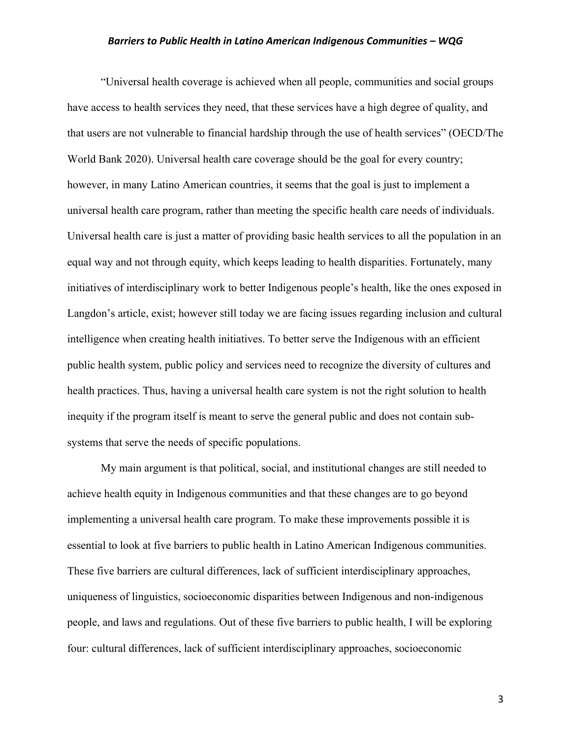"Universal health coverage is achieved when all people, communities and social groups have access to health services they need, that these services have a high degree of quality, and that users are not vulnerable to financial hardship through the use of health services" (OECD/The World Bank 2020). Universal health care coverage should be the goal for every country; however, in many Latino American countries, it seems that the goal is just to implement a universal health care program, rather than meeting the specific health care needs of individuals. Universal health care is just a matter of providing basic health services to all the population in an equal way and not through equity, which keeps leading to health disparities. Fortunately, many initiatives of interdisciplinary work to better Indigenous people's health, like the ones exposed in Langdon's article, exist; however still today we are facing issues regarding inclusion and cultural intelligence when creating health initiatives. To better serve the Indigenous with an efficient public health system, public policy and services need to recognize the diversity of cultures and health practices. Thus, having a universal health care system is not the right solution to health inequity if the program itself is meant to serve the general public and does not contain sub-systems that serve the needs of specific populations.

My main argument is that political, social, and institutional changes are still needed to achieve health equity in Indigenous communities and that these changes are to go beyond implementing a universal health care program. To make these improvements possible it is essential to look at five barriers to public health in Latino American Indigenous communities. These five barriers are cultural differences, lack of sufficient interdisciplinary approaches, uniqueness of linguistics, socioeconomic disparities between Indigenous and non-indigenous people, and laws and regulations. Out of these five barriers to public health, I will be exploring four: cultural differences, lack of sufficient interdisciplinary approaches, socioeconomic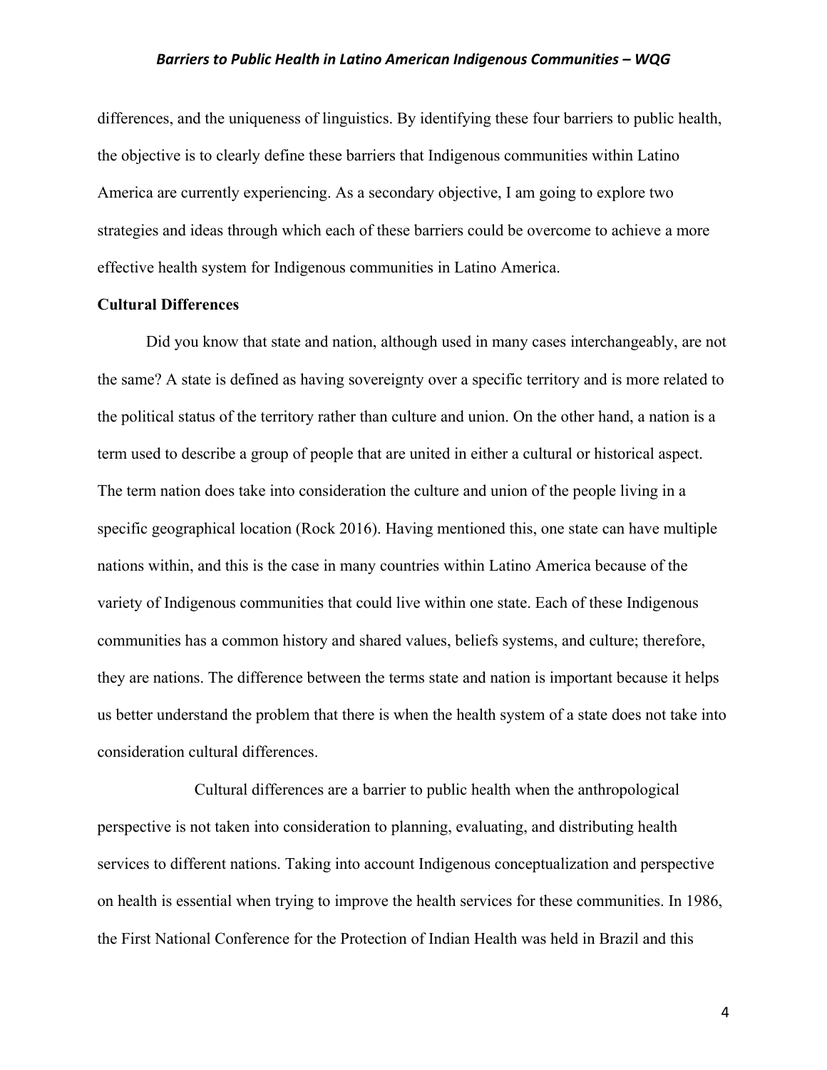differences, and the uniqueness of linguistics. By identifying these four barriers to public health, the objective is to clearly define these barriers that Indigenous communities within Latino America are currently experiencing. As a secondary objective, I am going to explore two strategies and ideas through which each of these barriers could be overcome to achieve a more effective health system for Indigenous communities in Latino America.

**Cultural Differences**

Did you know that state and nation, although used in many cases interchangeably, are not the same? A state is defined as having sovereignty over a specific territory and is more related to the political status of the territory rather than culture and union. On the other hand, a nation is a term used to describe a group of people that are united in either a cultural or historical aspect. The term nation does take into consideration the culture and union of the people living in a specific geographical location (Rock 2016). Having mentioned this, one state can have multiple nations within, and this is the case in many countries within Latino America because of the variety of Indigenous communities that could live within one state. Each of these Indigenous communities has a common history and shared values, beliefs systems, and culture; therefore, they are nations. The difference between the terms state and nation is important because it helps us better understand the problem that there is when the health system of a state does not take into consideration cultural differences.

Cultural differences are a barrier to public health when the anthropological perspective is not taken into consideration to planning, evaluating, and distributing health services to different nations. Taking into account Indigenous conceptualization and perspective on health is essential when trying to improve the health services for these communities. In 1986, the First National Conference for the Protection of Indian Health was held in Brazil and this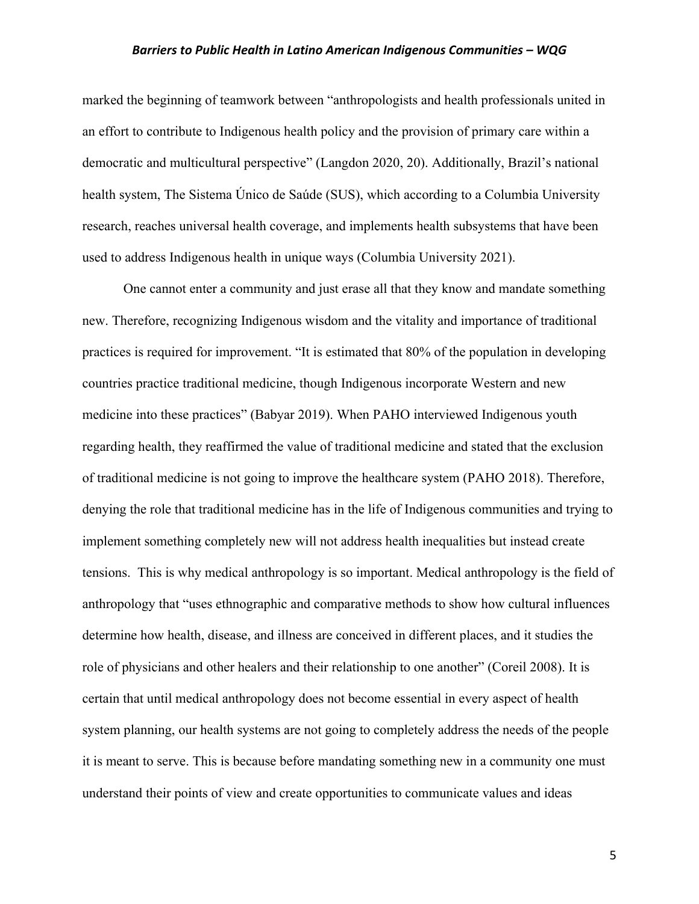marked the beginning of teamwork between "anthropologists and health professionals united in an effort to contribute to Indigenous health policy and the provision of primary care within a democratic and multicultural perspective" (Langdon 2020, 20). Additionally, Brazil's national health system, The Sistema Único de Saúde (SUS), which according to a Columbia University research, reaches universal health coverage, and implements health subsystems that have been used to address Indigenous health in unique ways (Columbia University 2021).

One cannot enter a community and just erase all that they know and mandate something new. Therefore, recognizing Indigenous wisdom and the vitality and importance of traditional practices is required for improvement. "It is estimated that 80% of the population in developing countries practice traditional medicine, though Indigenous incorporate Western and new medicine into these practices" (Babyar 2019). When PAHO interviewed Indigenous youth regarding health, they reaffirmed the value of traditional medicine and stated that the exclusion of traditional medicine is not going to improve the healthcare system (PAHO 2018). Therefore, denying the role that traditional medicine has in the life of Indigenous communities and trying to implement something completely new will not address health inequalities but instead create tensions. This is why medical anthropology is so important. Medical anthropology is the field of anthropology that "uses ethnographic and comparative methods to show how cultural influences determine how health, disease, and illness are conceived in different places, and it studies the role of physicians and other healers and their relationship to one another" (Coreil 2008). It is certain that until medical anthropology does not become essential in every aspect of health system planning, our health systems are not going to completely address the needs of the people it is meant to serve. This is because before mandating something new in a community one must understand their points of view and create opportunities to communicate values and ideas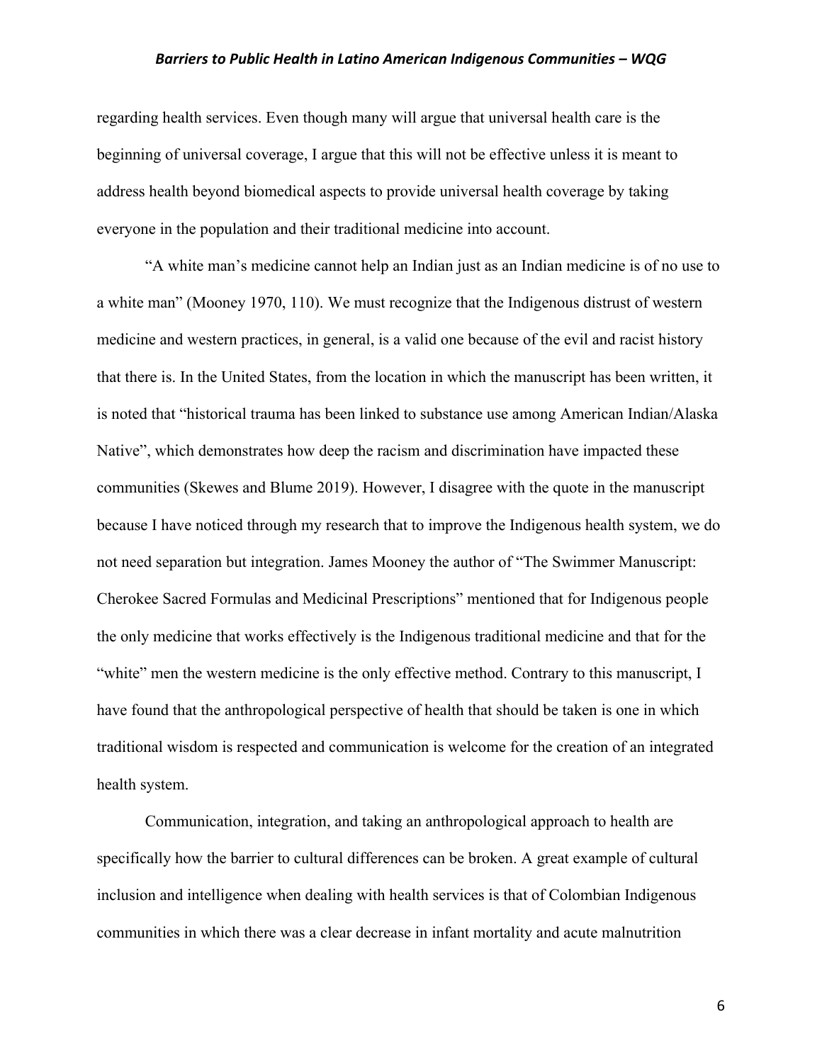regarding health services. Even though many will argue that universal health care is the beginning of universal coverage, I argue that this will not be effective unless it is meant to address health beyond biomedical aspects to provide universal health coverage by taking everyone in the population and their traditional medicine into account.

"A white man's medicine cannot help an Indian just as an Indian medicine is of no use to a white man" (Mooney 1970, 110). We must recognize that the Indigenous distrust of western medicine and western practices, in general, is a valid one because of the evil and racist history that there is. In the United States, from the location in which the manuscript has been written, it is noted that "historical trauma has been linked to substance use among American Indian/Alaska Native", which demonstrates how deep the racism and discrimination have impacted these communities (Skewes and Blume 2019). However, I disagree with the quote in the manuscript because I have noticed through my research that to improve the Indigenous health system, we do not need separation but integration. James Mooney the author of "The Swimmer Manuscript: Cherokee Sacred Formulas and Medicinal Prescriptions" mentioned that for Indigenous people the only medicine that works effectively is the Indigenous traditional medicine and that for the "white" men the western medicine is the only effective method. Contrary to this manuscript, I have found that the anthropological perspective of health that should be taken is one in which traditional wisdom is respected and communication is welcome for the creation of an integrated health system.

Communication, integration, and taking an anthropological approach to health are specifically how the barrier to cultural differences can be broken. A great example of cultural inclusion and intelligence when dealing with health services is that of Colombian Indigenous communities in which there was a clear decrease in infant mortality and acute malnutrition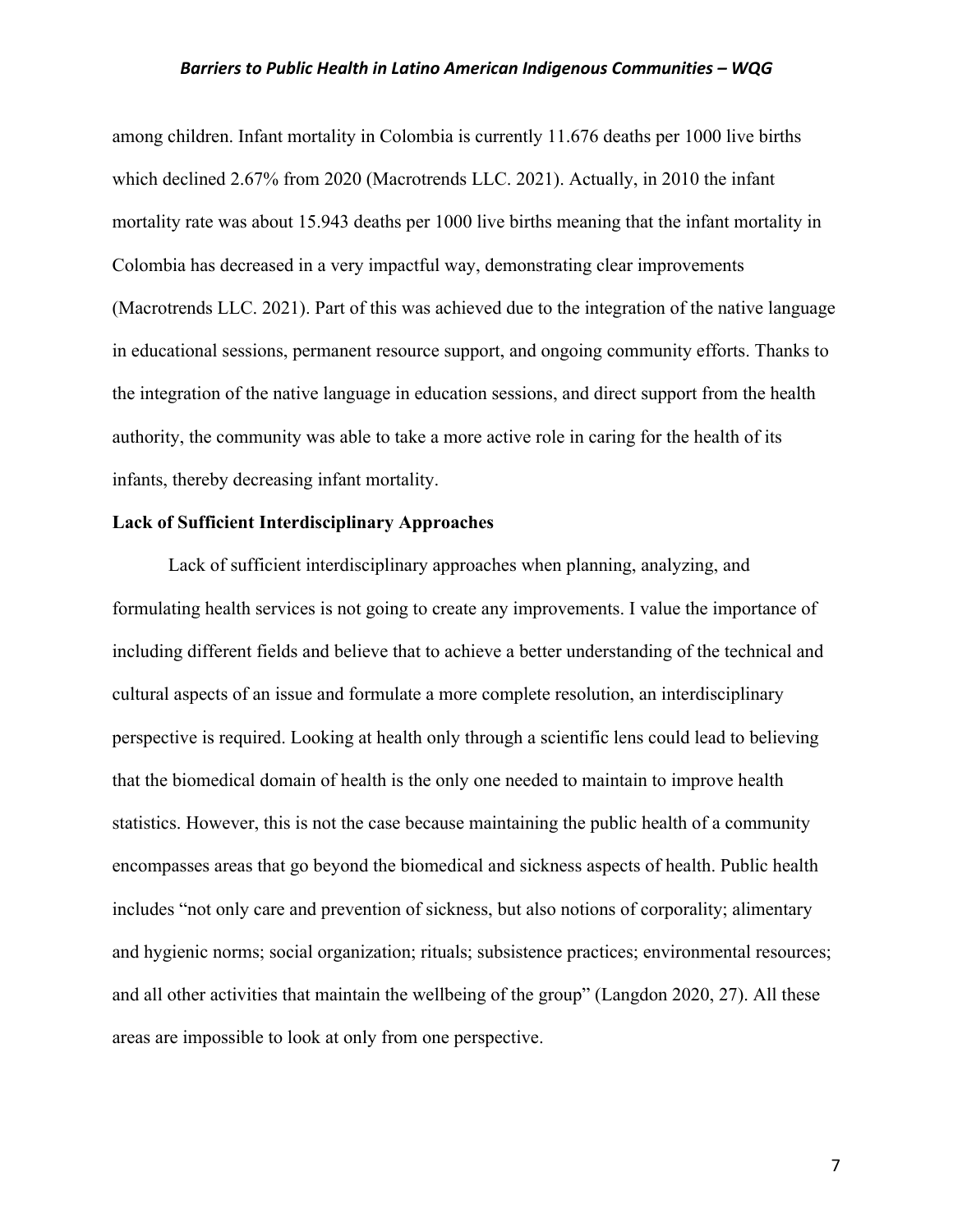among children. Infant mortality in Colombia is currently 11.676 deaths per 1000 live births which declined 2.67% from 2020 (Macrotrends LLC. 2021). Actually, in 2010 the infant mortality rate was about 15.943 deaths per 1000 live births meaning that the infant mortality in Colombia has decreased in a very impactful way, demonstrating clear improvements (Macrotrends LLC. 2021). Part of this was achieved due to the integration of the native language in educational sessions, permanent resource support, and ongoing community efforts. Thanks to the integration of the native language in education sessions, and direct support from the health authority, the community was able to take a more active role in caring for the health of its infants, thereby decreasing infant mortality.

**Lack of Sufficient Interdisciplinary Approaches**

Lack of sufficient interdisciplinary approaches when planning, analyzing, and formulating health services is not going to create any improvements. I value the importance of including different fields and believe that to achieve a better understanding of the technical and cultural aspects of an issue and formulate a more complete resolution, an interdisciplinary perspective is required. Looking at health only through a scientific lens could lead to believing that the biomedical domain of health is the only one needed to maintain to improve health statistics. However, this is not the case because maintaining the public health of a community encompasses areas that go beyond the biomedical and sickness aspects of health. Public health includes "not only care and prevention of sickness, but also notions of corporality; alimentary and hygienic norms; social organization; rituals; subsistence practices; environmental resources; and all other activities that maintain the wellbeing of the group" (Langdon 2020, 27). All these areas are impossible to look at only from one perspective.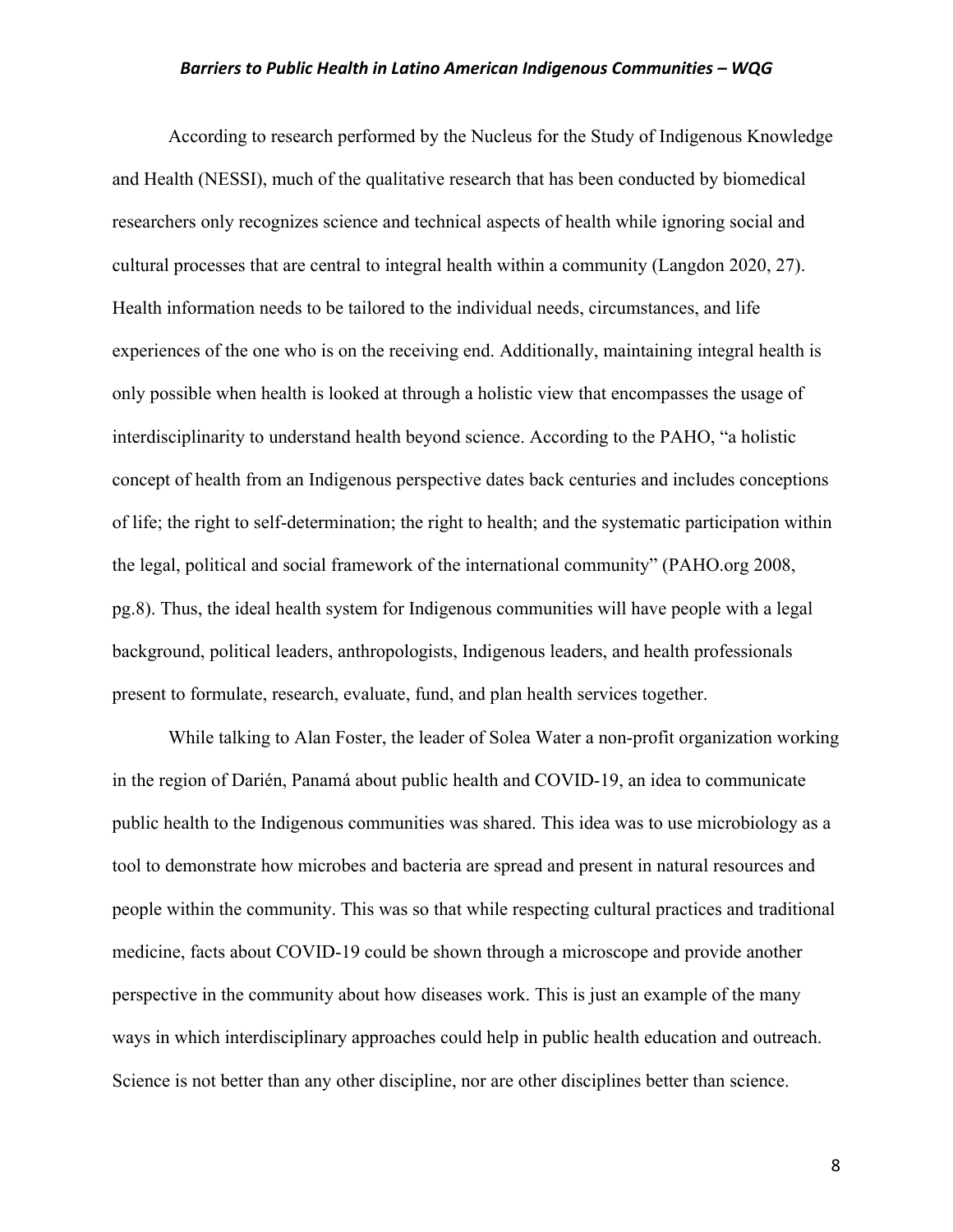According to research performed by the Nucleus for the Study of Indigenous Knowledge and Health (NESSI), much of the qualitative research that has been conducted by biomedical researchers only recognizes science and technical aspects of health while ignoring social and cultural processes that are central to integral health within a community (Langdon 2020, 27). Health information needs to be tailored to the individual needs, circumstances, and life experiences of the one who is on the receiving end. Additionally, maintaining integral health is only possible when health is looked at through a holistic view that encompasses the usage of interdisciplinarity to understand health beyond science. According to the PAHO, "a holistic concept of health from an Indigenous perspective dates back centuries and includes conceptions of life; the right to self-determination; the right to health; and the systematic participation within the legal, political and social framework of the international community" (PAHO.org 2008, pg.8). Thus, the ideal health system for Indigenous communities will have people with a legal background, political leaders, anthropologists, Indigenous leaders, and health professionals present to formulate, research, evaluate, fund, and plan health services together.

While talking to Alan Foster, the leader of Solea Water a non-profit organization working in the region of Darién, Panamá about public health and COVID-19, an idea to communicate public health to the Indigenous communities was shared. This idea was to use microbiology as a tool to demonstrate how microbes and bacteria are spread and present in natural resources and people within the community. This was so that while respecting cultural practices and traditional medicine, facts about COVID-19 could be shown through a microscope and provide another perspective in the community about how diseases work. This is just an example of the many ways in which interdisciplinary approaches could help in public health education and outreach. Science is not better than any other discipline, nor are other disciplines better than science.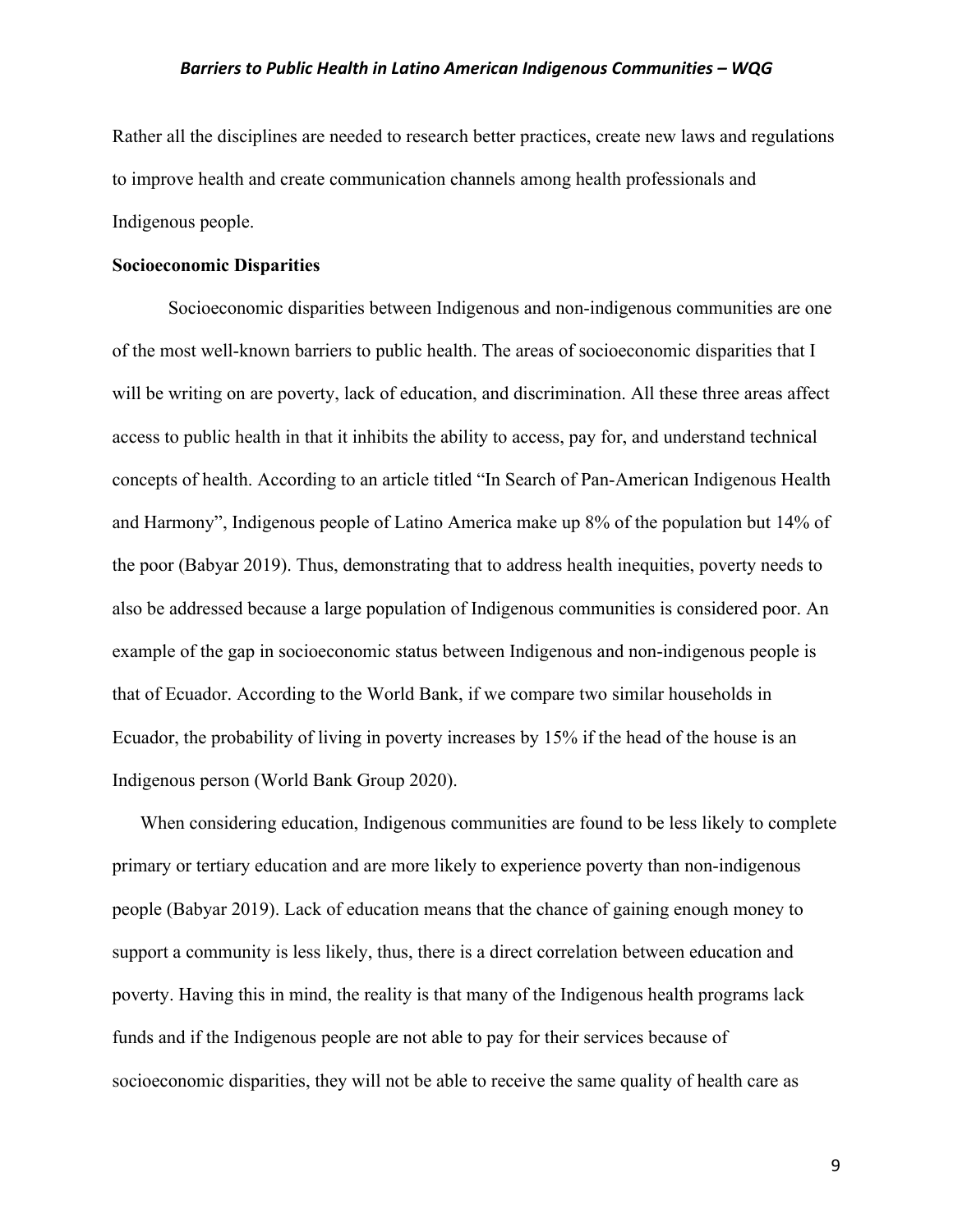Rather all the disciplines are needed to research better practices, create new laws and regulations to improve health and create communication channels among health professionals and Indigenous people.

**Socioeconomic Disparities**

Socioeconomic disparities between Indigenous and non-indigenous communities are one of the most well-known barriers to public health. The areas of socioeconomic disparities that I will be writing on are poverty, lack of education, and discrimination. All these three areas affect access to public health in that it inhibits the ability to access, pay for, and understand technical concepts of health. According to an article titled "In Search of Pan-American Indigenous Health and Harmony", Indigenous people of Latino America make up 8% of the population but 14% of the poor (Babyar 2019). Thus, demonstrating that to address health inequities, poverty needs to also be addressed because a large population of Indigenous communities is considered poor. An example of the gap in socioeconomic status between Indigenous and non-indigenous people is that of Ecuador. According to the World Bank, if we compare two similar households in Ecuador, the probability of living in poverty increases by 15% if the head of the house is an Indigenous person (World Bank Group 2020).

When considering education, Indigenous communities are found to be less likely to complete primary or tertiary education and are more likely to experience poverty than non-indigenous people (Babyar 2019). Lack of education means that the chance of gaining enough money to support a community is less likely, thus, there is a direct correlation between education and poverty. Having this in mind, the reality is that many of the Indigenous health programs lack funds and if the Indigenous people are not able to pay for their services because of socioeconomic disparities, they will not be able to receive the same quality of health care as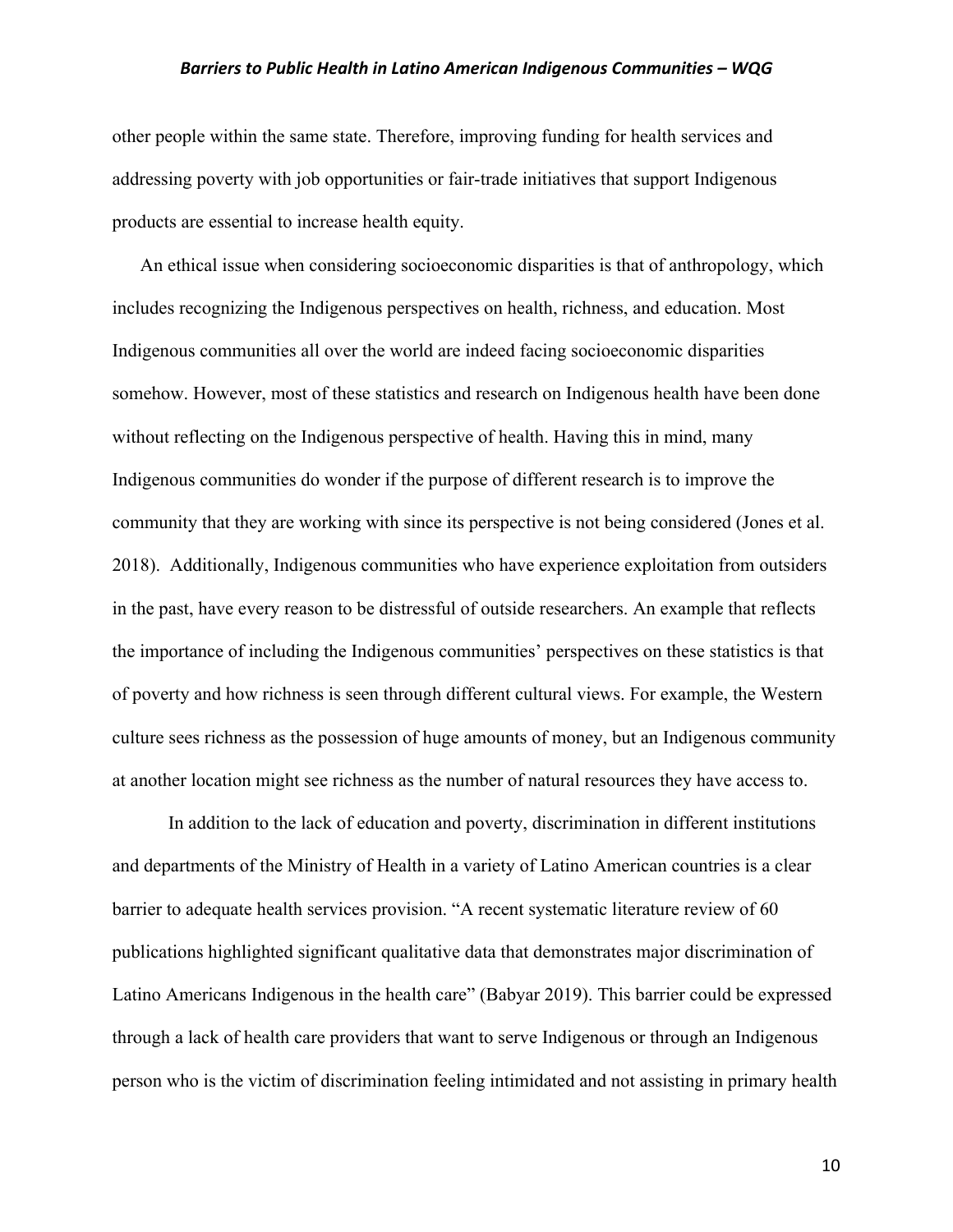other people within the same state. Therefore, improving funding for health services and addressing poverty with job opportunities or fair-trade initiatives that support Indigenous products are essential to increase health equity.

An ethical issue when considering socioeconomic disparities is that of anthropology, which includes recognizing the Indigenous perspectives on health, richness, and education. Most Indigenous communities all over the world are indeed facing socioeconomic disparities somehow. However, most of these statistics and research on Indigenous health have been done without reflecting on the Indigenous perspective of health. Having this in mind, many Indigenous communities do wonder if the purpose of different research is to improve the community that they are working with since its perspective is not being considered (Jones et al. 2018). Additionally, Indigenous communities who have experience exploitation from outsiders in the past, have every reason to be distressful of outside researchers. An example that reflects the importance of including the Indigenous communities' perspectives on these statistics is that of poverty and how richness is seen through different cultural views. For example, the Western culture sees richness as the possession of huge amounts of money, but an Indigenous community at another location might see richness as the number of natural resources they have access to.

In addition to the lack of education and poverty, discrimination in different institutions and departments of the Ministry of Health in a variety of Latino American countries is a clear barrier to adequate health services provision. "A recent systematic literature review of 60 publications highlighted significant qualitative data that demonstrates major discrimination of Latino Americans Indigenous in the health care" (Babyar 2019). This barrier could be expressed through a lack of health care providers that want to serve Indigenous or through an Indigenous person who is the victim of discrimination feeling intimidated and not assisting in primary health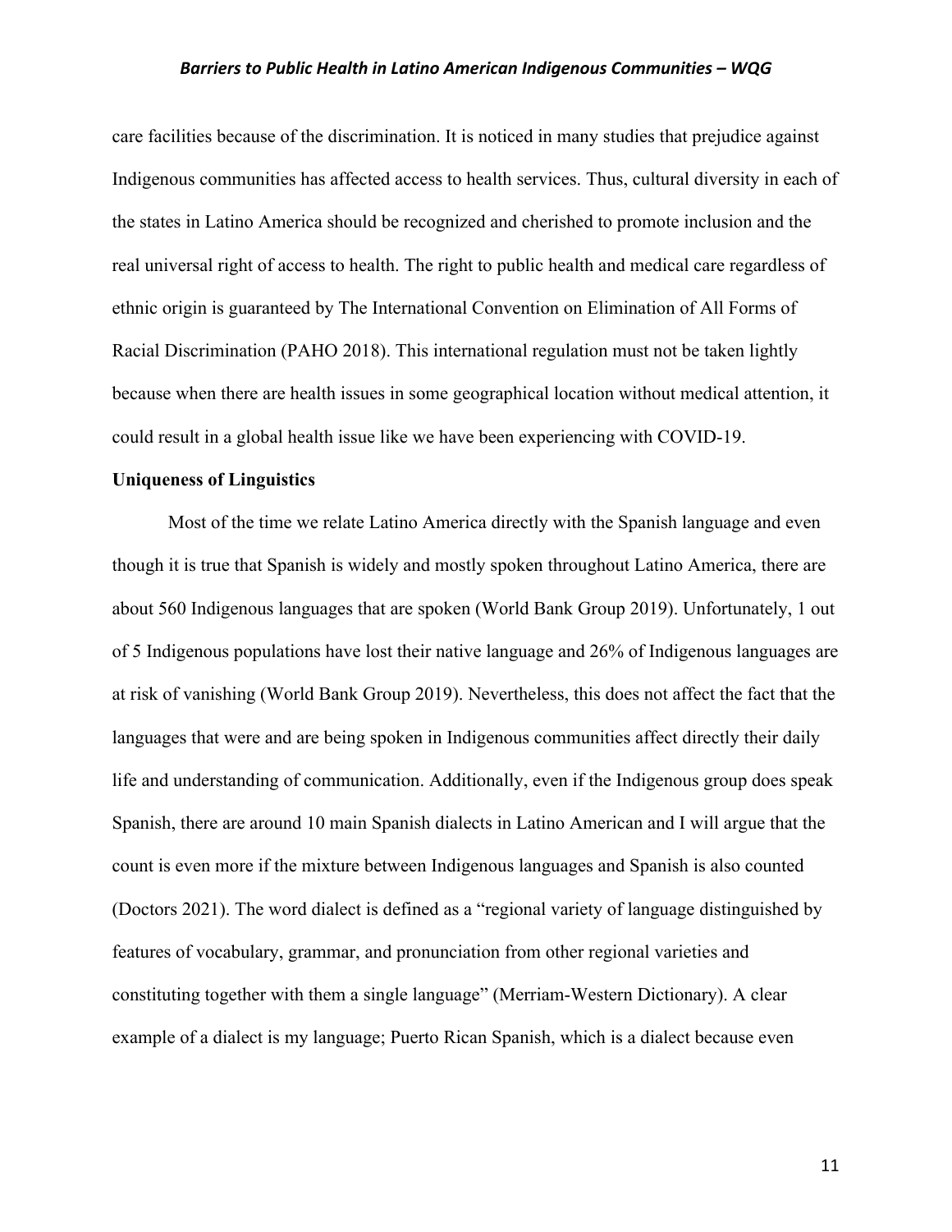care facilities because of the discrimination. It is noticed in many studies that prejudice against Indigenous communities has affected access to health services. Thus, cultural diversity in each of the states in Latino America should be recognized and cherished to promote inclusion and the real universal right of access to health. The right to public health and medical care regardless of ethnic origin is guaranteed by The International Convention on Elimination of All Forms of Racial Discrimination (PAHO 2018). This international regulation must not be taken lightly because when there are health issues in some geographical location without medical attention, it could result in a global health issue like we have been experiencing with COVID-19.

**Uniqueness of Linguistics**

Most of the time we relate Latino America directly with the Spanish language and even though it is true that Spanish is widely and mostly spoken throughout Latino America, there are about 560 Indigenous languages that are spoken (World Bank Group 2019). Unfortunately, 1 out of 5 Indigenous populations have lost their native language and 26% of Indigenous languages are at risk of vanishing (World Bank Group 2019). Nevertheless, this does not affect the fact that the languages that were and are being spoken in Indigenous communities affect directly their daily life and understanding of communication. Additionally, even if the Indigenous group does speak Spanish, there are around 10 main Spanish dialects in Latino American and I will argue that the count is even more if the mixture between Indigenous languages and Spanish is also counted (Doctors 2021). The word dialect is defined as a "regional variety of language distinguished by features of vocabulary, grammar, and pronunciation from other regional varieties and constituting together with them a single language" (Merriam-Western Dictionary). A clear example of a dialect is my language; Puerto Rican Spanish, which is a dialect because even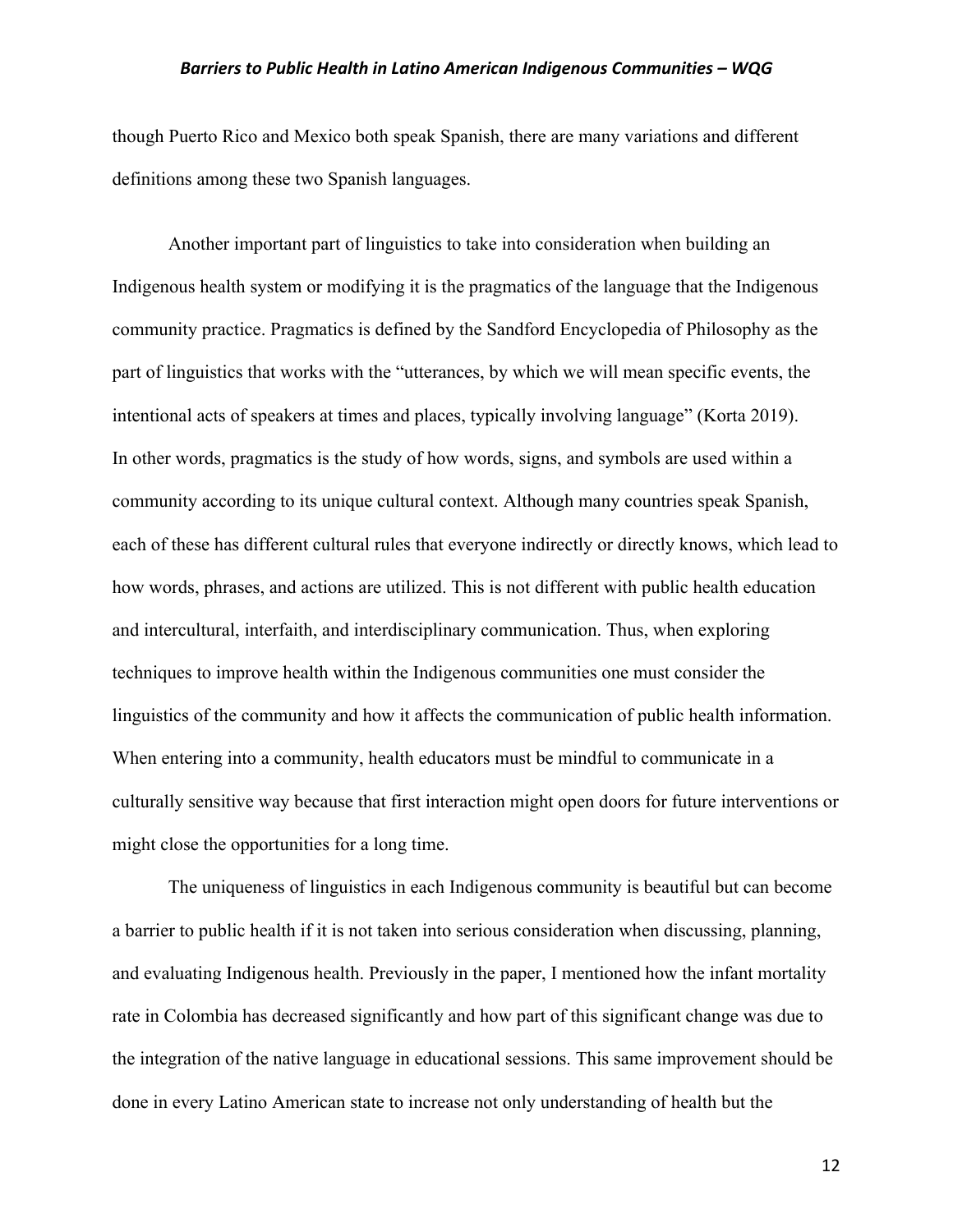though Puerto Rico and Mexico both speak Spanish, there are many variations and different definitions among these two Spanish languages.

Another important part of linguistics to take into consideration when building an Indigenous health system or modifying it is the pragmatics of the language that the Indigenous community practice. Pragmatics is defined by the Sandford Encyclopedia of Philosophy as the part of linguistics that works with the "utterances, by which we will mean specific events, the intentional acts of speakers at times and places, typically involving language" (Korta 2019). In other words, pragmatics is the study of how words, signs, and symbols are used within a community according to its unique cultural context. Although many countries speak Spanish, each of these has different cultural rules that everyone indirectly or directly knows, which lead to how words, phrases, and actions are utilized. This is not different with public health education and intercultural, interfaith, and interdisciplinary communication. Thus, when exploring techniques to improve health within the Indigenous communities one must consider the linguistics of the community and how it affects the communication of public health information. When entering into a community, health educators must be mindful to communicate in a culturally sensitive way because that first interaction might open doors for future interventions or might close the opportunities for a long time.

The uniqueness of linguistics in each Indigenous community is beautiful but can become a barrier to public health if it is not taken into serious consideration when discussing, planning, and evaluating Indigenous health. Previously in the paper, I mentioned how the infant mortality rate in Colombia has decreased significantly and how part of this significant change was due to the integration of the native language in educational sessions. This same improvement should be done in every Latino American state to increase not only understanding of health but the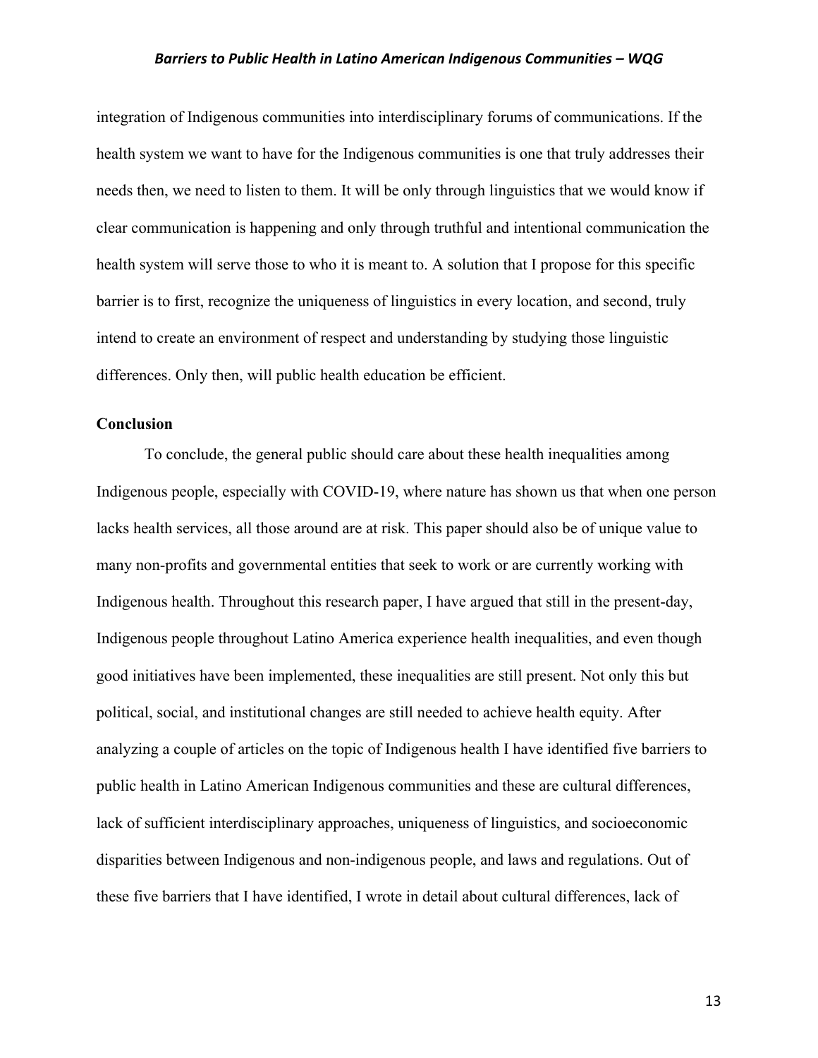integration of Indigenous communities into interdisciplinary forums of communications. If the health system we want to have for the Indigenous communities is one that truly addresses their needs then, we need to listen to them. It will be only through linguistics that we would know if clear communication is happening and only through truthful and intentional communication the health system will serve those to who it is meant to. A solution that I propose for this specific barrier is to first, recognize the uniqueness of linguistics in every location, and second, truly intend to create an environment of respect and understanding by studying those linguistic differences. Only then, will public health education be efficient.

**Conclusion**

To conclude, the general public should care about these health inequalities among Indigenous people, especially with COVID-19, where nature has shown us that when one person lacks health services, all those around are at risk. This paper should also be of unique value to many non-profits and governmental entities that seek to work or are currently working with Indigenous health. Throughout this research paper, I have argued that still in the present-day, Indigenous people throughout Latino America experience health inequalities, and even though good initiatives have been implemented, these inequalities are still present. Not only this but political, social, and institutional changes are still needed to achieve health equity. After analyzing a couple of articles on the topic of Indigenous health I have identified five barriers to public health in Latino American Indigenous communities and these are cultural differences, lack of sufficient interdisciplinary approaches, uniqueness of linguistics, and socioeconomic disparities between Indigenous and non-indigenous people, and laws and regulations. Out of these five barriers that I have identified, I wrote in detail about cultural differences, lack of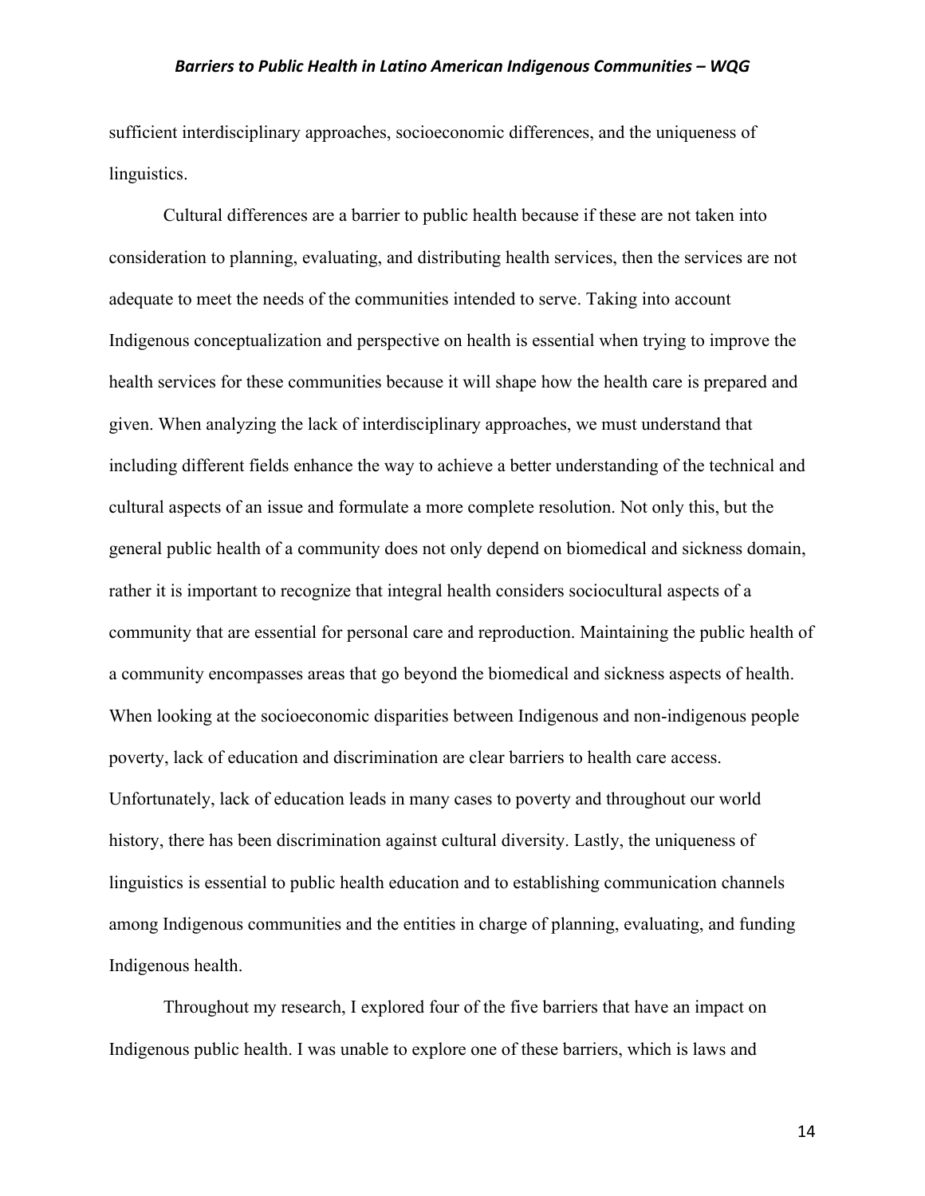sufficient interdisciplinary approaches, socioeconomic differences, and the uniqueness of linguistics.

Cultural differences are a barrier to public health because if these are not taken into consideration to planning, evaluating, and distributing health services, then the services are not adequate to meet the needs of the communities intended to serve. Taking into account Indigenous conceptualization and perspective on health is essential when trying to improve the health services for these communities because it will shape how the health care is prepared and given. When analyzing the lack of interdisciplinary approaches, we must understand that including different fields enhance the way to achieve a better understanding of the technical and cultural aspects of an issue and formulate a more complete resolution. Not only this, but the general public health of a community does not only depend on biomedical and sickness domain, rather it is important to recognize that integral health considers sociocultural aspects of a community that are essential for personal care and reproduction. Maintaining the public health of a community encompasses areas that go beyond the biomedical and sickness aspects of health. When looking at the socioeconomic disparities between Indigenous and non-indigenous people poverty, lack of education and discrimination are clear barriers to health care access. Unfortunately, lack of education leads in many cases to poverty and throughout our world history, there has been discrimination against cultural diversity. Lastly, the uniqueness of linguistics is essential to public health education and to establishing communication channels among Indigenous communities and the entities in charge of planning, evaluating, and funding Indigenous health.

Throughout my research, I explored four of the five barriers that have an impact on Indigenous public health. I was unable to explore one of these barriers, which is laws and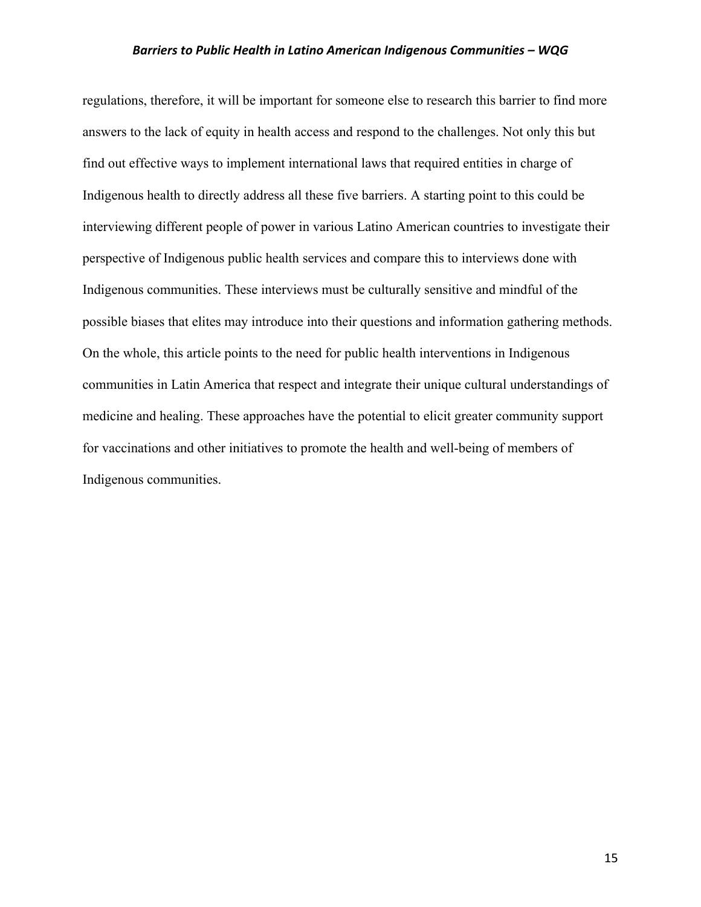regulations, therefore, it will be important for someone else to research this barrier to find more answers to the lack of equity in health access and respond to the challenges. Not only this but find out effective ways to implement international laws that required entities in charge of Indigenous health to directly address all these five barriers. A starting point to this could be interviewing different people of power in various Latino American countries to investigate their perspective of Indigenous public health services and compare this to interviews done with Indigenous communities. These interviews must be culturally sensitive and mindful of the possible biases that elites may introduce into their questions and information gathering methods. On the whole, this article points to the need for public health interventions in Indigenous communities in Latin America that respect and integrate their unique cultural understandings of medicine and healing. These approaches have the potential to elicit greater community support for vaccinations and other initiatives to promote the health and well-being of members of Indigenous communities.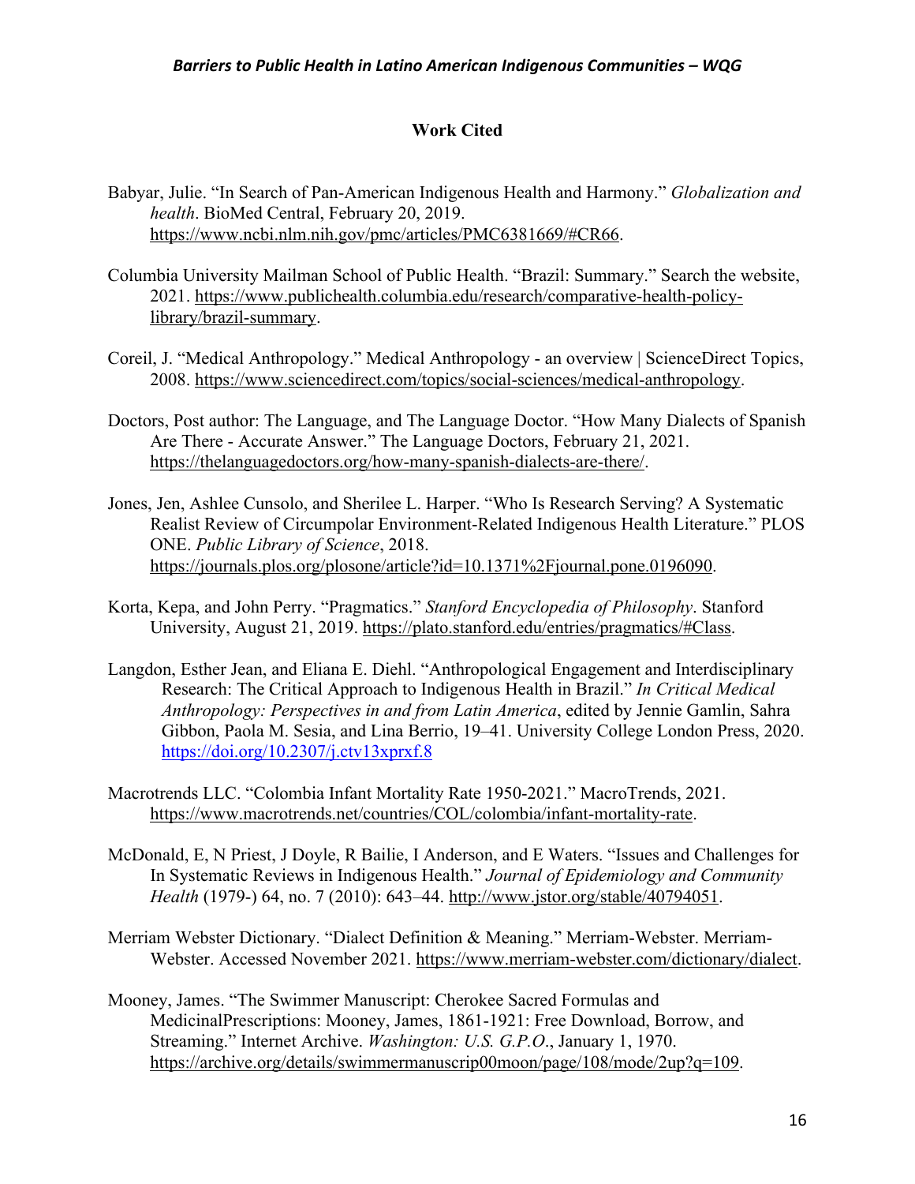## Work Cited

Babyar, Julie. "In Search of Pan-American Indigenous Health and Harmony." *Globalization and health*. BioMed Central, February 20, 2019. https://www.ncbi.nlm.nih.gov/pmc/articles/PMC6381669/#CR66.

Columbia University Mailman School of Public Health. "Brazil: Summary." Search the website, 2021. https://www.publichealth.columbia.edu/research/comparative-health-policy-library/brazil-summary.

Coreil, J. "Medical Anthropology." Medical Anthropology - an overview | ScienceDirect Topics, 2008. https://www.sciencedirect.com/topics/social-sciences/medical-anthropology.

Doctors, Post author: The Language, and The Language Doctor. "How Many Dialects of Spanish Are There - Accurate Answer." The Language Doctors, February 21, 2021. https://thelanguagedoctors.org/how-many-spanish-dialects-are-there/.

Jones, Jen, Ashlee Cunsolo, and Sherilee L. Harper. "Who Is Research Serving? A Systematic Realist Review of Circumpolar Environment-Related Indigenous Health Literature." PLOS ONE. *Public Library of Science*, 2018. https://journals.plos.org/plosone/article?id=10.1371%2Fjournal.pone.0196090.

Korta, Kepa, and John Perry. "Pragmatics." *Stanford Encyclopedia of Philosophy*. Stanford University, August 21, 2019. https://plato.stanford.edu/entries/pragmatics/#Class.

Langdon, Esther Jean, and Eliana E. Diehl. "Anthropological Engagement and Interdisciplinary Research: The Critical Approach to Indigenous Health in Brazil." *In Critical Medical Anthropology: Perspectives in and from Latin America*, edited by Jennie Gamlin, Sahra Gibbon, Paola M. Sesia, and Lina Berrio, 19–41. University College London Press, 2020. https://doi.org/10.2307/j.ctv13xprxf.8

Macrotrends LLC. "Colombia Infant Mortality Rate 1950-2021." MacroTrends, 2021. https://www.macrotrends.net/countries/COL/colombia/infant-mortality-rate.

McDonald, E, N Priest, J Doyle, R Bailie, I Anderson, and E Waters. "Issues and Challenges for In Systematic Reviews in Indigenous Health." *Journal of Epidemiology and Community Health* (1979-) 64, no. 7 (2010): 643–44. http://www.jstor.org/stable/40794051.

Merriam Webster Dictionary. "Dialect Definition & Meaning." Merriam-Webster. Merriam-Webster. Accessed November 2021. https://www.merriam-webster.com/dictionary/dialect.

Mooney, James. "The Swimmer Manuscript: Cherokee Sacred Formulas and MedicinalPrescriptions: Mooney, James, 1861-1921: Free Download, Borrow, and Streaming." Internet Archive. *Washington: U.S. G.P.O*., January 1, 1970. https://archive.org/details/swimmermanuscrip00moon/page/108/mode/2up?q=109.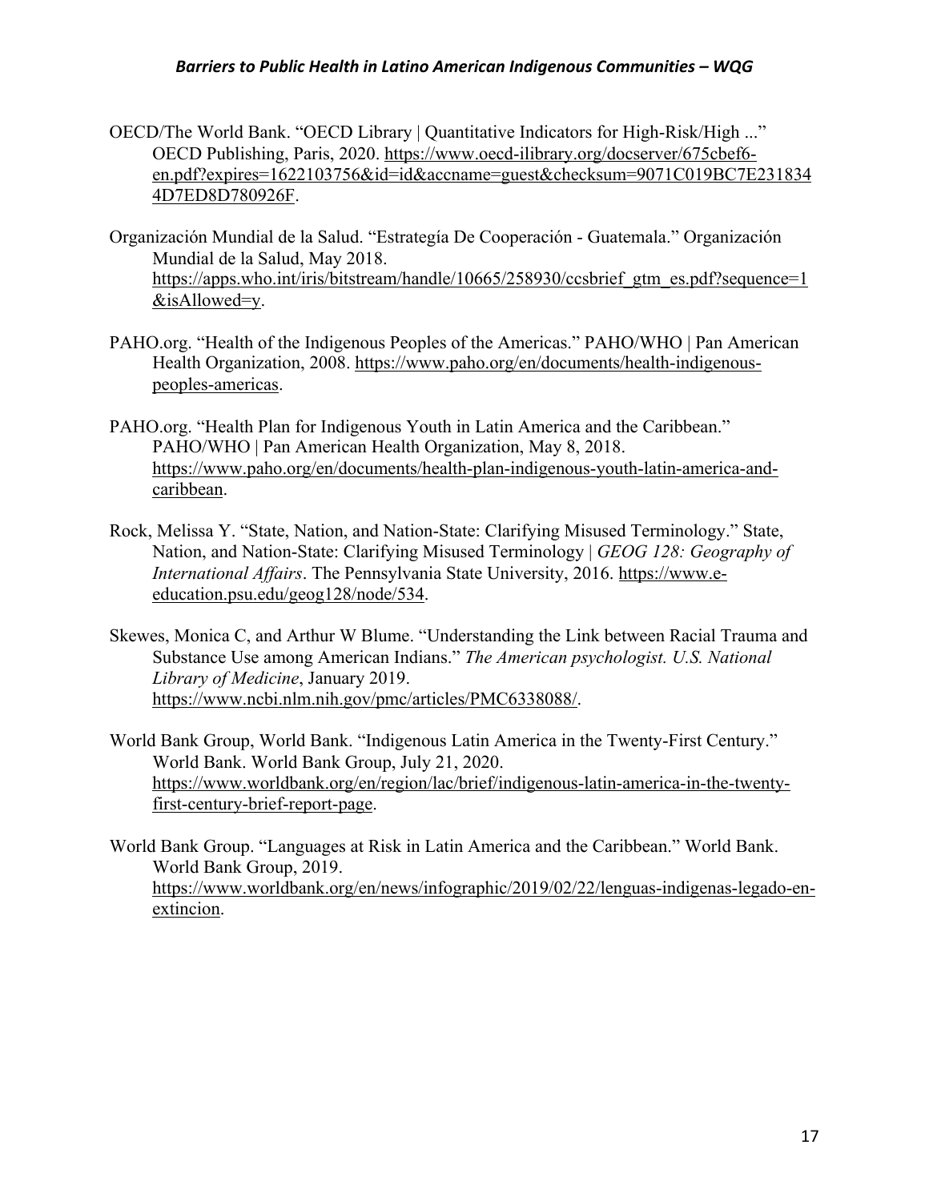OECD/The World Bank. "OECD Library | Quantitative Indicators for High-Risk/High ..." OECD Publishing, Paris, 2020. https://www.oecd-ilibrary.org/docserver/675cbef6-en.pdf?expires=1622103756&id=id&accname=guest&checksum=9071C019BC7E2318344D7ED8D780926F.

Organización Mundial de la Salud. "Estrategía De Cooperación - Guatemala." Organización Mundial de la Salud, May 2018. https://apps.who.int/iris/bitstream/handle/10665/258930/ccsbrief_gtm_es.pdf?sequence=1&isAllowed=y.

PAHO.org. "Health of the Indigenous Peoples of the Americas." PAHO/WHO | Pan American Health Organization, 2008. https://www.paho.org/en/documents/health-indigenous-peoples-americas.

PAHO.org. "Health Plan for Indigenous Youth in Latin America and the Caribbean." PAHO/WHO | Pan American Health Organization, May 8, 2018. https://www.paho.org/en/documents/health-plan-indigenous-youth-latin-america-and-caribbean.

Rock, Melissa Y. "State, Nation, and Nation-State: Clarifying Misused Terminology." State, Nation, and Nation-State: Clarifying Misused Terminology | *GEOG 128: Geography of International Affairs*. The Pennsylvania State University, 2016. https://www.e-education.psu.edu/geog128/node/534.

Skewes, Monica C, and Arthur W Blume. "Understanding the Link between Racial Trauma and Substance Use among American Indians." *The American psychologist. U.S. National Library of Medicine*, January 2019. https://www.ncbi.nlm.nih.gov/pmc/articles/PMC6338088/.

World Bank Group, World Bank. "Indigenous Latin America in the Twenty-First Century." World Bank. World Bank Group, July 21, 2020. https://www.worldbank.org/en/region/lac/brief/indigenous-latin-america-in-the-twenty-first-century-brief-report-page.

World Bank Group. "Languages at Risk in Latin America and the Caribbean." World Bank. World Bank Group, 2019. https://www.worldbank.org/en/news/infographic/2019/02/22/lenguas-indigenas-legado-en-extincion.